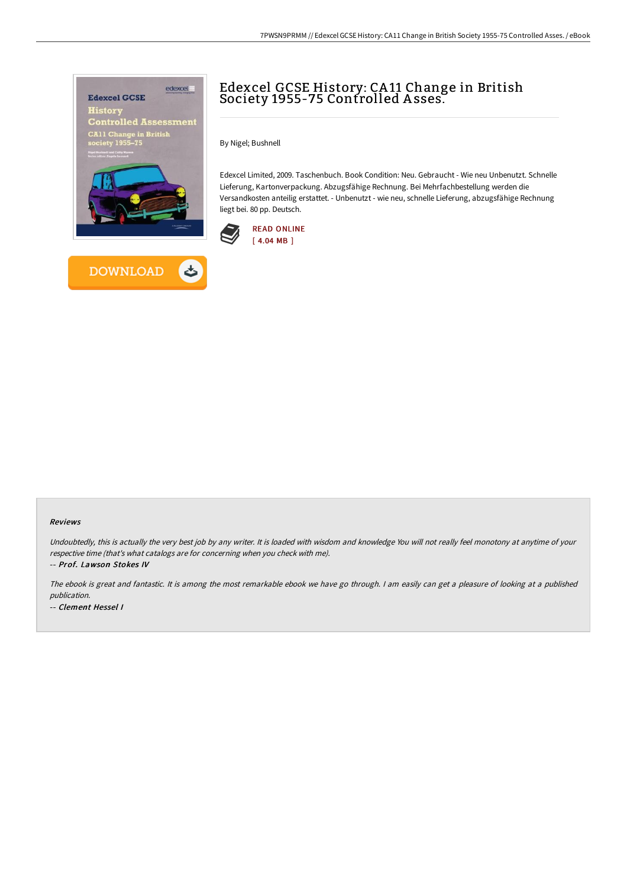# Edexcel GCSE History: CA11 Change in British Society 1955-75 Controlled Asses.

By Nigel; Bushnell

Edexcel Limited, 2009. Taschenbuch. Book Condition: Neu. Gebraucht - Wie neu Unbenutzt. Schnelle Lieferung, Kartonverpackung. Abzugsfähige Rechnung. Bei Mehrfachbestellung werden die Versandkosten anteilig erstattet. - Unbenutzt - wie neu, schnelle Lieferung, abzugsfähige Rechnung liegt bei. 80 pp. Deutsch.

READ ONLINE
[ 4.04 MB ]

DOWNLOAD

## Reviews

*Undoubtedly, this is actually the very best job by any writer. It is loaded with wisdom and knowledge You will not really feel monotony at anytime of your respective time (that's what catalogs are for concerning when you check with me).*

*-- Prof. Lawson Stokes IV*

*The ebook is great and fantastic. It is among the most remarkable ebook we have go through. I am easily can get a pleasure of looking at a published publication.*

*-- Clement Hessel I*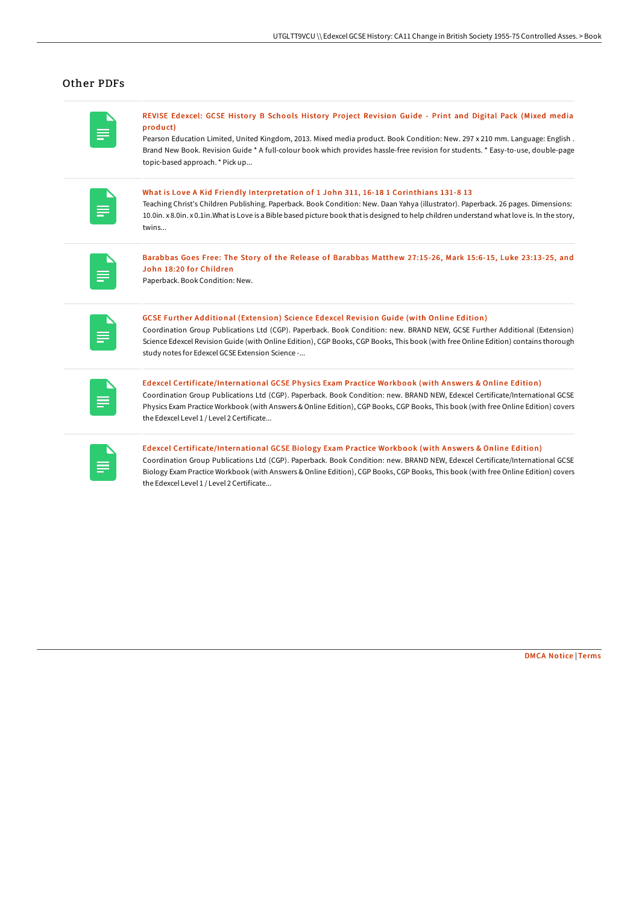## Other PDFs

**REVISE Edexcel: GCSE History B Schools History Project Revision Guide - Print and Digital Pack (Mixed media product)**

Pearson Education Limited, United Kingdom, 2013. Mixed media product. Book Condition: New. 297 x 210 mm. Language: English . Brand New Book. Revision Guide * A full-colour book which provides hassle-free revision for students. * Easy-to-use, double-page topic-based approach. * Pick up...

**What is Love A Kid Friendly Interpretation of 1 John 311, 16-18 1 Corinthians 131-8 13**

Teaching Christ's Children Publishing. Paperback. Book Condition: New. Daan Yahya (illustrator). Paperback. 26 pages. Dimensions: 10.0in. x 8.0in. x 0.1in.What is Love is a Bible based picture book that is designed to help children understand what love is. In the story, twins...

**Barabbas Goes Free: The Story of the Release of Barabbas Matthew 27:15-26, Mark 15:6-15, Luke 23:13-25, and John 18:20 for Children**

Paperback. Book Condition: New.

**GCSE Further Additional (Extension) Science Edexcel Revision Guide (with Online Edition)**

Coordination Group Publications Ltd (CGP). Paperback. Book Condition: new. BRAND NEW, GCSE Further Additional (Extension) Science Edexcel Revision Guide (with Online Edition), CGP Books, CGP Books, This book (with free Online Edition) contains thorough study notes for Edexcel GCSE Extension Science -...

**Edexcel Certificate/International GCSE Physics Exam Practice Workbook (with Answers & Online Edition)**

Coordination Group Publications Ltd (CGP). Paperback. Book Condition: new. BRAND NEW, Edexcel Certificate/International GCSE Physics Exam Practice Workbook (with Answers & Online Edition), CGP Books, CGP Books, This book (with free Online Edition) covers the Edexcel Level 1 / Level 2 Certificate...

**Edexcel Certificate/International GCSE Biology Exam Practice Workbook (with Answers & Online Edition)**

Coordination Group Publications Ltd (CGP). Paperback. Book Condition: new. BRAND NEW, Edexcel Certificate/International GCSE Biology Exam Practice Workbook (with Answers & Online Edition), CGP Books, CGP Books, This book (with free Online Edition) covers the Edexcel Level 1 / Level 2 Certificate...